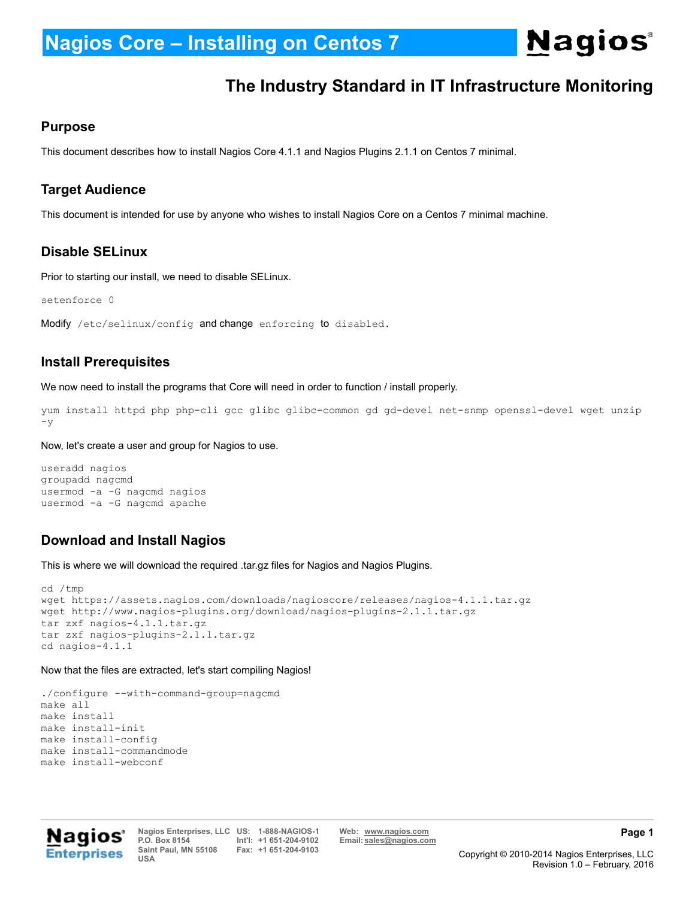# Nagios Core – Installing on Centos 7

## The Industry Standard in IT Infrastructure Monitoring

### Purpose

This document describes how to install Nagios Core 4.1.1 and Nagios Plugins 2.1.1 on Centos 7 minimal.

### Target Audience

This document is intended for use by anyone who wishes to install Nagios Core on a Centos 7 minimal machine.

### Disable SELinux

Prior to starting our install, we need to disable SELinux.

```
setenforce 0
```

Modify `/etc/selinux/config` and change `enforcing` to `disabled`.

### Install Prerequisites

We now need to install the programs that Core will need in order to function / install properly.

```
yum install httpd php php-cli gcc glibc glibc-common gd gd-devel net-snmp openssl-devel wget unzip
-y
```

Now, let's create a user and group for Nagios to use.

```
useradd nagios
groupadd nagcmd
usermod -a -G nagcmd nagios
usermod -a -G nagcmd apache
```

### Download and Install Nagios

This is where we will download the required .tar.gz files for Nagios and Nagios Plugins.

```
cd /tmp
wget https://assets.nagios.com/downloads/nagioscore/releases/nagios-4.1.1.tar.gz
wget http://www.nagios-plugins.org/download/nagios-plugins-2.1.1.tar.gz
tar zxf nagios-4.1.1.tar.gz
tar zxf nagios-plugins-2.1.1.tar.gz
cd nagios-4.1.1
```

Now that the files are extracted, let's start compiling Nagios!

```
./configure --with-command-group=nagcmd
make all
make install
make install-init
make install-config
make install-commandmode
make install-webconf
```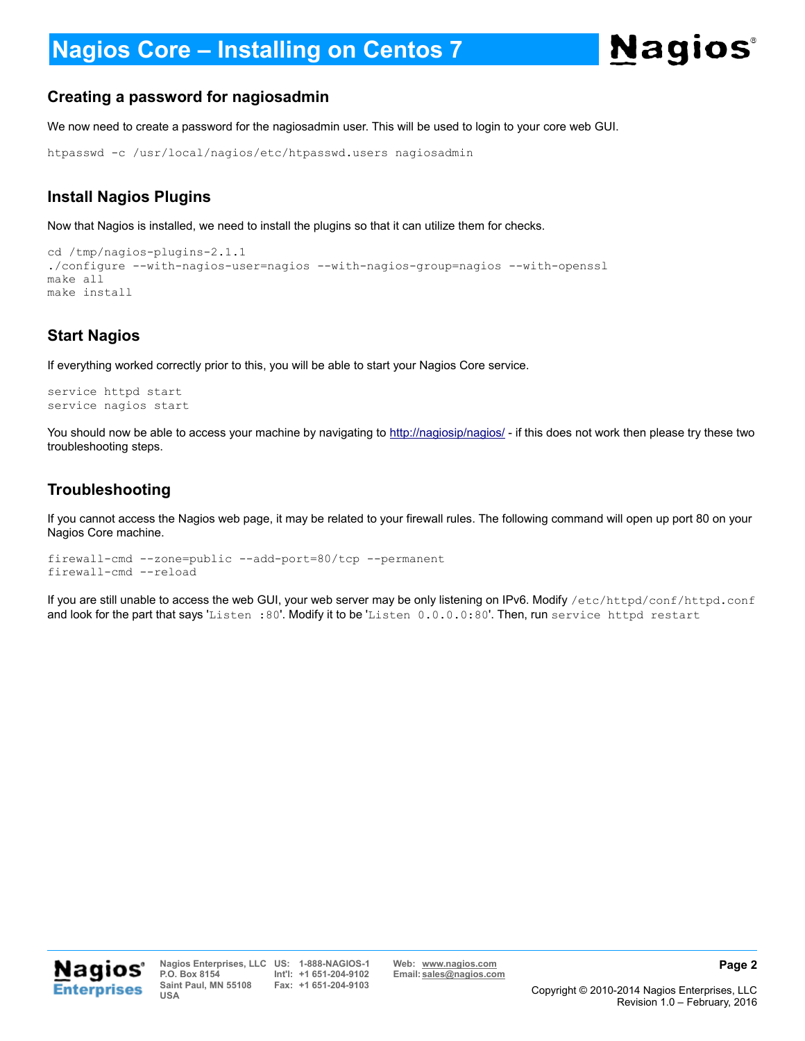## Creating a password for nagiosadmin

We now need to create a password for the nagiosadmin user. This will be used to login to your core web GUI.

```
htpasswd -c /usr/local/nagios/etc/htpasswd.users nagiosadmin
```

## Install Nagios Plugins

Now that Nagios is installed, we need to install the plugins so that it can utilize them for checks.

```
cd /tmp/nagios-plugins-2.1.1
./configure --with-nagios-user=nagios --with-nagios-group=nagios --with-openssl
make all
make install
```

## Start Nagios

If everything worked correctly prior to this, you will be able to start your Nagios Core service.

```
service httpd start
service nagios start
```

You should now be able to access your machine by navigating to http://nagiosip/nagios/ - if this does not work then please try these two troubleshooting steps.

## Troubleshooting

If you cannot access the Nagios web page, it may be related to your firewall rules. The following command will open up port 80 on your Nagios Core machine.

```
firewall-cmd --zone=public --add-port=80/tcp --permanent
firewall-cmd --reload
```

If you are still unable to access the web GUI, your web server may be only listening on IPv6. Modify `/etc/httpd/conf/httpd.conf` and look for the part that says '`Listen :80`'. Modify it to be '`Listen 0.0.0.0:80`'. Then, run `service httpd restart`